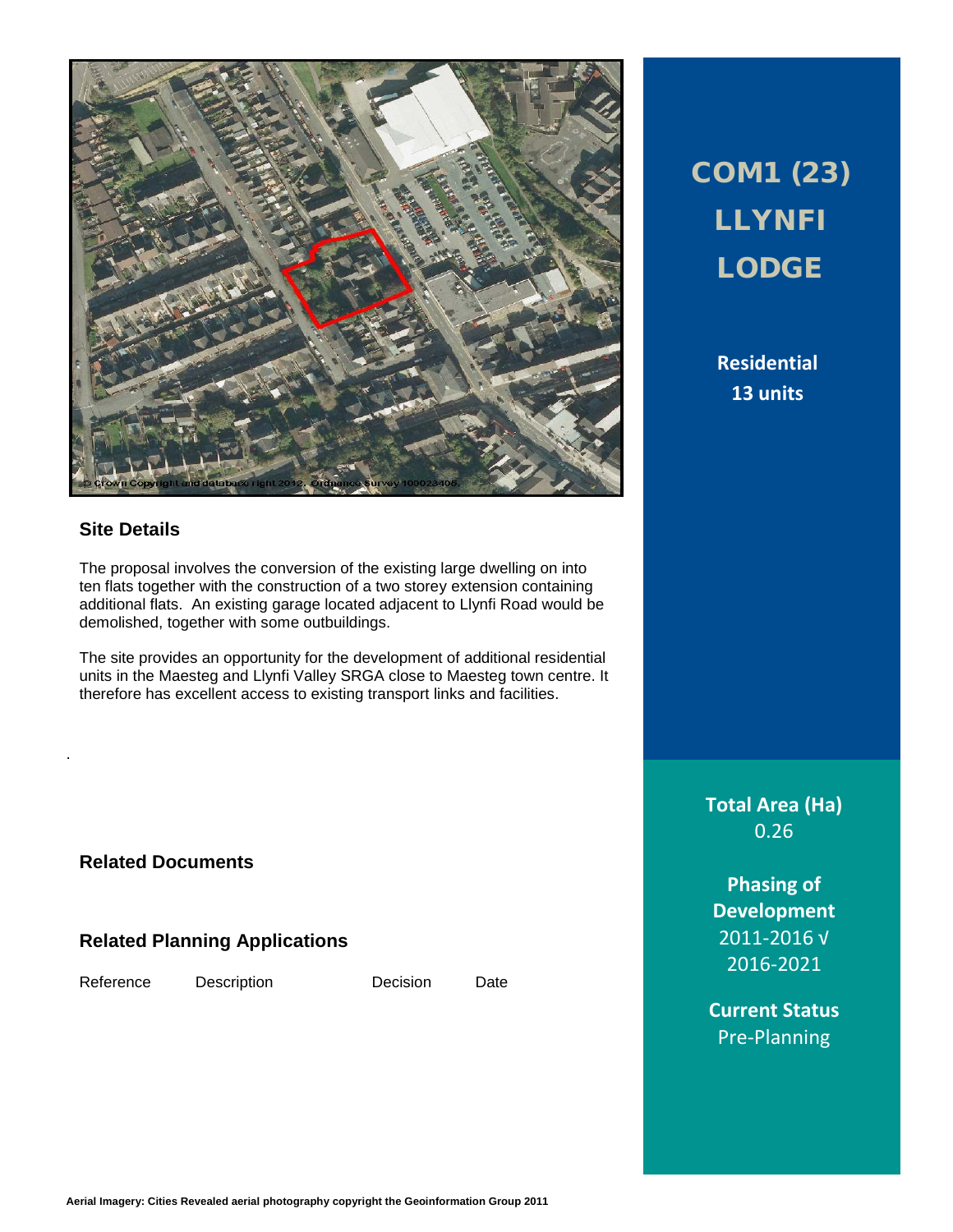# COM1 (23) LLYNFI LODGE

**Residential**
**13 units**

## Site Details

The proposal involves the conversion of the existing large dwelling on into ten flats together with the construction of a two storey extension containing additional flats. An existing garage located adjacent to Llynfi Road would be demolished, together with some outbuildings.

The site provides an opportunity for the development of additional residential units in the Maesteg and Llynfi Valley SRGA close to Maesteg town centre. It therefore has excellent access to existing transport links and facilities.

**Total Area (Ha)**
0.26

**Phasing of Development**
2011-2016 √
2016-2021

**Current Status**
Pre-Planning

## Related Documents

## Related Planning Applications

| Reference | Description | Decision | Date |
| --- | --- | --- | --- |

Aerial Imagery: Cities Revealed aerial photography copyright the Geoinformation Group 2011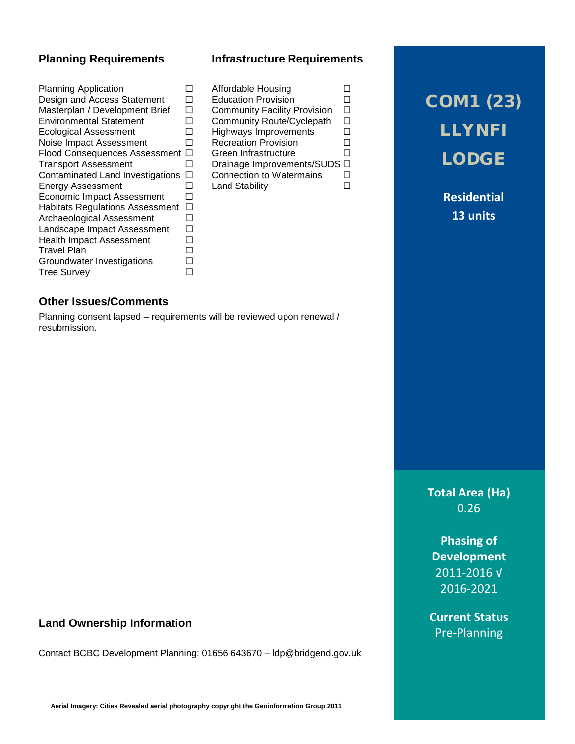## Planning Requirements

- Planning Application ☐
- Design and Access Statement ☐
- Masterplan / Development Brief ☐
- Environmental Statement ☐
- Ecological Assessment ☐
- Noise Impact Assessment ☐
- Flood Consequences Assessment ☐
- Transport Assessment ☐
- Contaminated Land Investigations ☐
- Energy Assessment ☐
- Economic Impact Assessment ☐
- Habitats Regulations Assessment ☐
- Archaeological Assessment ☐
- Landscape Impact Assessment ☐
- Health Impact Assessment ☐
- Travel Plan ☐
- Groundwater Investigations ☐
- Tree Survey ☐

## Infrastructure Requirements

- Affordable Housing ☐
- Education Provision ☐
- Community Facility Provision ☐
- Community Route/Cyclepath ☐
- Highways Improvements ☐
- Recreation Provision ☐
- Green Infrastructure ☐
- Drainage Improvements/SUDS ☐
- Connection to Watermains ☐
- Land Stability ☐

## Other Issues/Comments

Planning consent lapsed – requirements will be reviewed upon renewal / resubmission.

## Land Ownership Information

Contact BCBC Development Planning: 01656 643670 – ldp@bridgend.gov.uk

**Aerial Imagery: Cities Revealed aerial photography copyright the Geoinformation Group 2011**

# COM1 (23) LLYNFI LODGE

**Residential**
**13 units**

**Total Area (Ha)**
0.26

**Phasing of Development**
2011-2016 √
2016-2021

**Current Status**
Pre-Planning